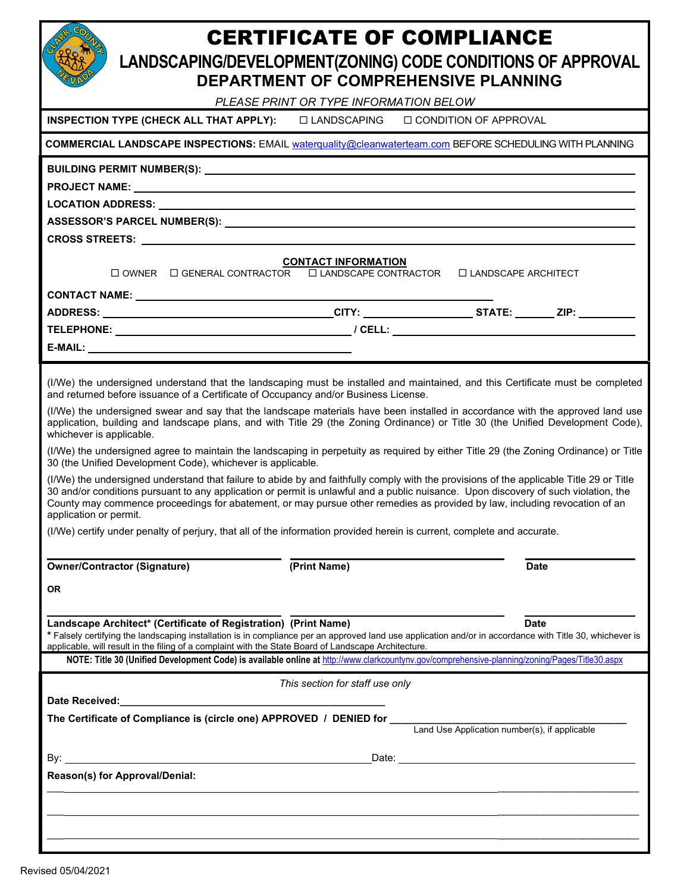# CERTIFICATE OF COMPLIANCE

## LANDSCAPING/DEVELOPMENT(ZONING) CODE CONDITIONS OF APPROVAL

## DEPARTMENT OF COMPREHENSIVE PLANNING

*PLEASE PRINT OR TYPE INFORMATION BELOW*

**INSPECTION TYPE (CHECK ALL THAT APPLY):** ☐ LANDSCAPING ☐ CONDITION OF APPROVAL

**COMMERCIAL LANDSCAPE INSPECTIONS:** EMAIL waterquality@cleanwaterteam.com BEFORE SCHEDULING WITH PLANNING

**BUILDING PERMIT NUMBER(S):** ______________________

**PROJECT NAME:** ______________________

**LOCATION ADDRESS:** ______________________

**ASSESSOR'S PARCEL NUMBER(S):** ______________________

**CROSS STREETS:** ______________________

**CONTACT INFORMATION**

☐ OWNER ☐ GENERAL CONTRACTOR ☐ LANDSCAPE CONTRACTOR ☐ LANDSCAPE ARCHITECT

**CONTACT NAME:** ______________________

**ADDRESS:** ______________ **CITY:** ____________ **STATE:** ______ **ZIP:** ________

**TELEPHONE:** ______________ **/ CELL:** ______________

**E-MAIL:** ______________________

(I/We) the undersigned understand that the landscaping must be installed and maintained, and this Certificate must be completed and returned before issuance of a Certificate of Occupancy and/or Business License.

(I/We) the undersigned swear and say that the landscape materials have been installed in accordance with the approved land use application, building and landscape plans, and with Title 29 (the Zoning Ordinance) or Title 30 (the Unified Development Code), whichever is applicable.

(I/We) the undersigned agree to maintain the landscaping in perpetuity as required by either Title 29 (the Zoning Ordinance) or Title 30 (the Unified Development Code), whichever is applicable.

(I/We) the undersigned understand that failure to abide by and faithfully comply with the provisions of the applicable Title 29 or Title 30 and/or conditions pursuant to any application or permit is unlawful and a public nuisance. Upon discovery of such violation, the County may commence proceedings for abatement, or may pursue other remedies as provided by law, including revocation of an application or permit.

(I/We) certify under penalty of perjury, that all of the information provided herein is current, complete and accurate.

______________________ ______________________ ____________

**Owner/Contractor (Signature)** **(Print Name)** **Date**

**OR**

______________________ ______________________ ____________

**Landscape Architect* (Certificate of Registration)** **(Print Name)** **Date**

**\*** Falsely certifying the landscaping installation is in compliance per an approved land use application and/or in accordance with Title 30, whichever is applicable, will result in the filing of a complaint with the State Board of Landscape Architecture.

**NOTE: Title 30 (Unified Development Code) is available online at** http://www.clarkcountynv.gov/comprehensive-planning/zoning/Pages/Title30.aspx

*This section for staff use only*

**Date Received:** ______________________

**The Certificate of Compliance is (circle one) APPROVED / DENIED for** ______________________
Land Use Application number(s), if applicable

By: ______________________ Date: ______________________

**Reason(s) for Approval/Denial:**

______________________

______________________

______________________

Revised 05/04/2021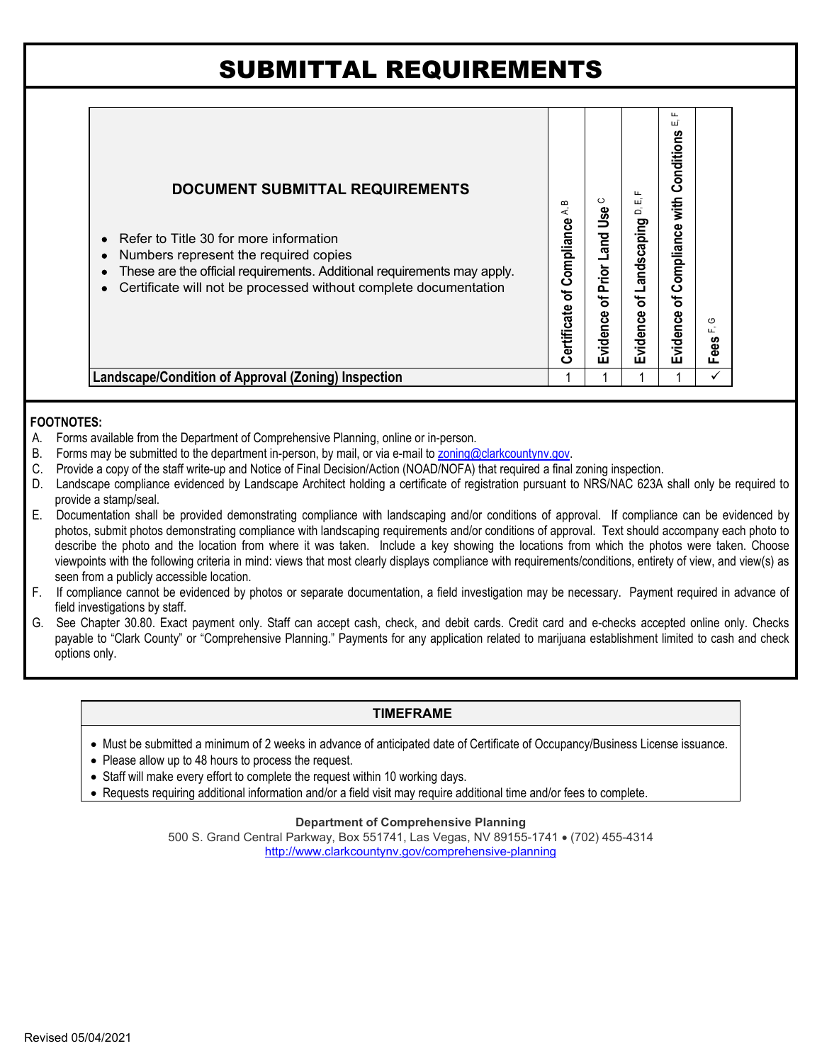# SUBMITTAL REQUIREMENTS

| DOCUMENT SUBMITTAL REQUIREMENTS<br>• Refer to Title 30 for more information<br>• Numbers represent the required copies<br>• These are the official requirements. Additional requirements may apply.<br>• Certificate will not be processed without complete documentation | Certificate of Compliance [A, B] | Evidence of Prior Land Use [C] | Evidence of Landscaping [D, E, F] | Evidence of Compliance with Conditions [E, F] | Fees [F, G] |
|---|---|---|---|---|---|
| **Landscape/Condition of Approval (Zoning) Inspection** | 1 | 1 | 1 | 1 | ✓ |

**FOOTNOTES:**

A. Forms available from the Department of Comprehensive Planning, online or in-person.

B. Forms may be submitted to the department in-person, by mail, or via e-mail to zoning@clarkcountynv.gov.

C. Provide a copy of the staff write-up and Notice of Final Decision/Action (NOAD/NOFA) that required a final zoning inspection.

D. Landscape compliance evidenced by Landscape Architect holding a certificate of registration pursuant to NRS/NAC 623A shall only be required to provide a stamp/seal.

E. Documentation shall be provided demonstrating compliance with landscaping and/or conditions of approval. If compliance can be evidenced by photos, submit photos demonstrating compliance with landscaping requirements and/or conditions of approval. Text should accompany each photo to describe the photo and the location from where it was taken. Include a key showing the locations from which the photos were taken. Choose viewpoints with the following criteria in mind: views that most clearly displays compliance with requirements/conditions, entirety of view, and view(s) as seen from a publicly accessible location.

F. If compliance cannot be evidenced by photos or separate documentation, a field investigation may be necessary. Payment required in advance of field investigations by staff.

G. See Chapter 30.80. Exact payment only. Staff can accept cash, check, and debit cards. Credit card and e-checks accepted online only. Checks payable to "Clark County" or "Comprehensive Planning." Payments for any application related to marijuana establishment limited to cash and check options only.

**TIMEFRAME**

- Must be submitted a minimum of 2 weeks in advance of anticipated date of Certificate of Occupancy/Business License issuance.
- Please allow up to 48 hours to process the request.
- Staff will make every effort to complete the request within 10 working days.
- Requests requiring additional information and/or a field visit may require additional time and/or fees to complete.

**Department of Comprehensive Planning**

500 S. Grand Central Parkway, Box 551741, Las Vegas, NV 89155-1741 • (702) 455-4314

http://www.clarkcountynv.gov/comprehensive-planning

Revised 05/04/2021